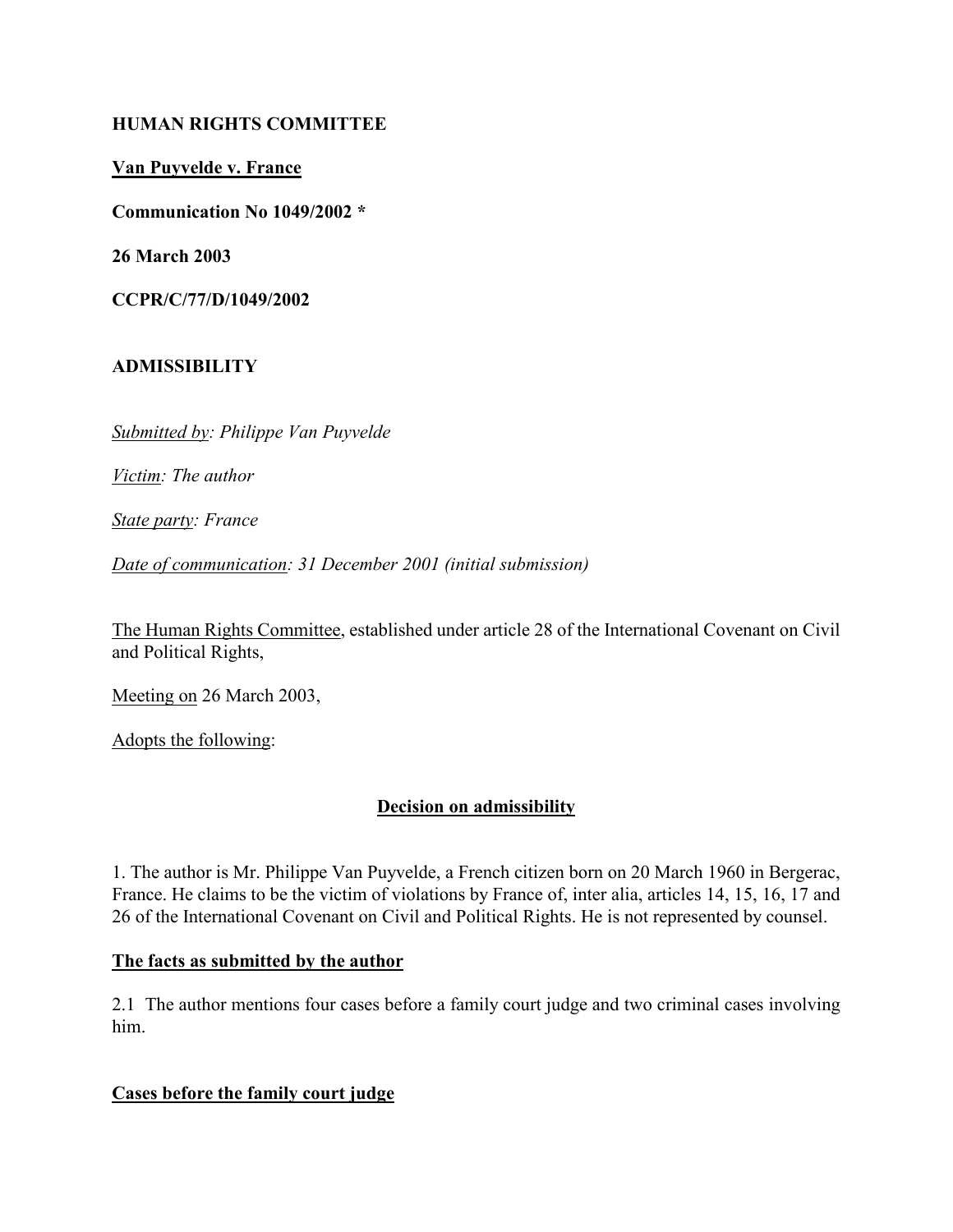**HUMAN RIGHTS COMMITTEE**

**Van Puyvelde v. France**

**Communication No 1049/2002 ***

**26 March 2003**

**CCPR/C/77/D/1049/2002**

**ADMISSIBILITY**

*Submitted by: Philippe Van Puyvelde*

*Victim: The author*

*State party: France*

*Date of communication: 31 December 2001 (initial submission)*

The Human Rights Committee, established under article 28 of the International Covenant on Civil and Political Rights,

Meeting on 26 March 2003,

Adopts the following:

## Decision on admissibility

1. The author is Mr. Philippe Van Puyvelde, a French citizen born on 20 March 1960 in Bergerac, France. He claims to be the victim of violations by France of, inter alia, articles 14, 15, 16, 17 and 26 of the International Covenant on Civil and Political Rights. He is not represented by counsel.

### The facts as submitted by the author

2.1 The author mentions four cases before a family court judge and two criminal cases involving him.

### Cases before the family court judge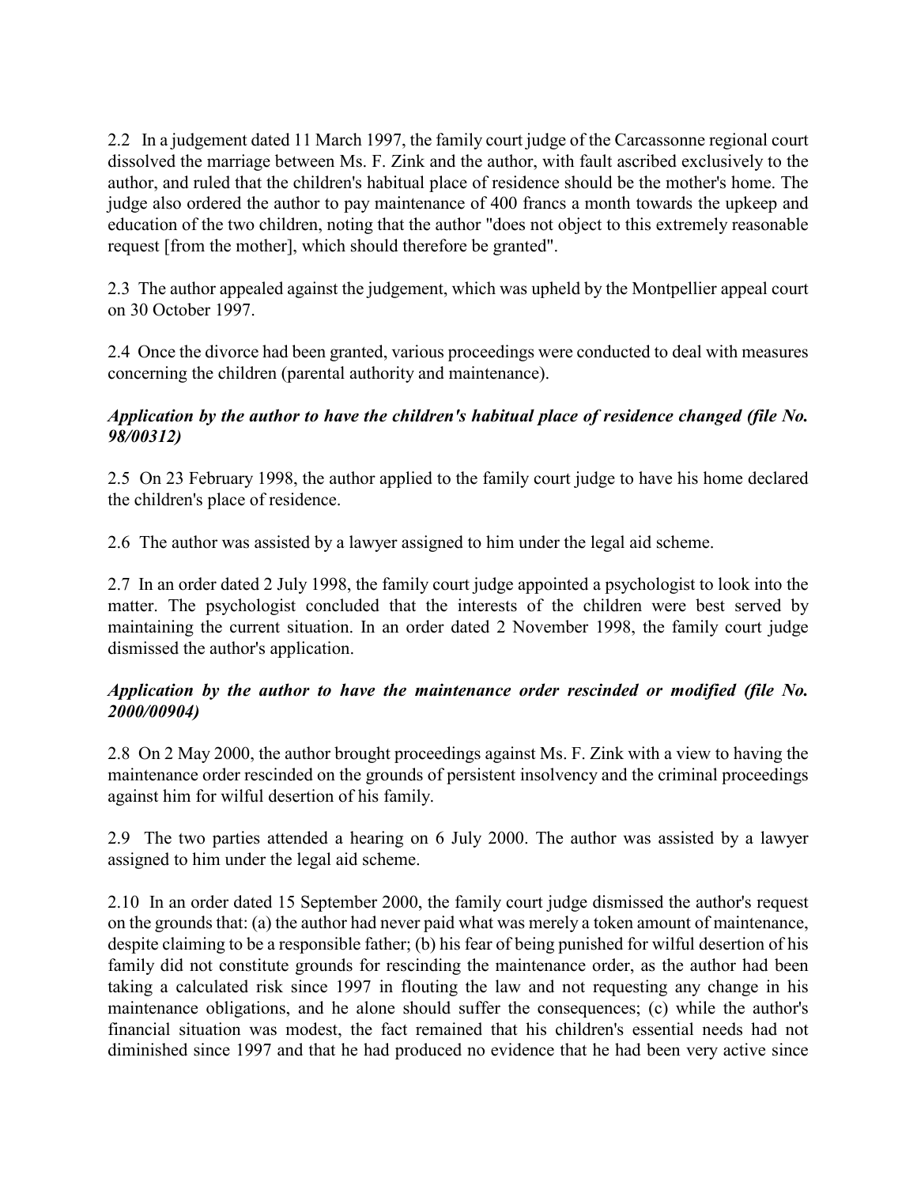2.2 In a judgement dated 11 March 1997, the family court judge of the Carcassonne regional court dissolved the marriage between Ms. F. Zink and the author, with fault ascribed exclusively to the author, and ruled that the children's habitual place of residence should be the mother's home. The judge also ordered the author to pay maintenance of 400 francs a month towards the upkeep and education of the two children, noting that the author "does not object to this extremely reasonable request [from the mother], which should therefore be granted".

2.3 The author appealed against the judgement, which was upheld by the Montpellier appeal court on 30 October 1997.

2.4 Once the divorce had been granted, various proceedings were conducted to deal with measures concerning the children (parental authority and maintenance).

***Application by the author to have the children's habitual place of residence changed (file No. 98/00312)***

2.5 On 23 February 1998, the author applied to the family court judge to have his home declared the children's place of residence.

2.6 The author was assisted by a lawyer assigned to him under the legal aid scheme.

2.7 In an order dated 2 July 1998, the family court judge appointed a psychologist to look into the matter. The psychologist concluded that the interests of the children were best served by maintaining the current situation. In an order dated 2 November 1998, the family court judge dismissed the author's application.

***Application by the author to have the maintenance order rescinded or modified (file No. 2000/00904)***

2.8 On 2 May 2000, the author brought proceedings against Ms. F. Zink with a view to having the maintenance order rescinded on the grounds of persistent insolvency and the criminal proceedings against him for wilful desertion of his family.

2.9 The two parties attended a hearing on 6 July 2000. The author was assisted by a lawyer assigned to him under the legal aid scheme.

2.10 In an order dated 15 September 2000, the family court judge dismissed the author's request on the grounds that: (a) the author had never paid what was merely a token amount of maintenance, despite claiming to be a responsible father; (b) his fear of being punished for wilful desertion of his family did not constitute grounds for rescinding the maintenance order, as the author had been taking a calculated risk since 1997 in flouting the law and not requesting any change in his maintenance obligations, and he alone should suffer the consequences; (c) while the author's financial situation was modest, the fact remained that his children's essential needs had not diminished since 1997 and that he had produced no evidence that he had been very active since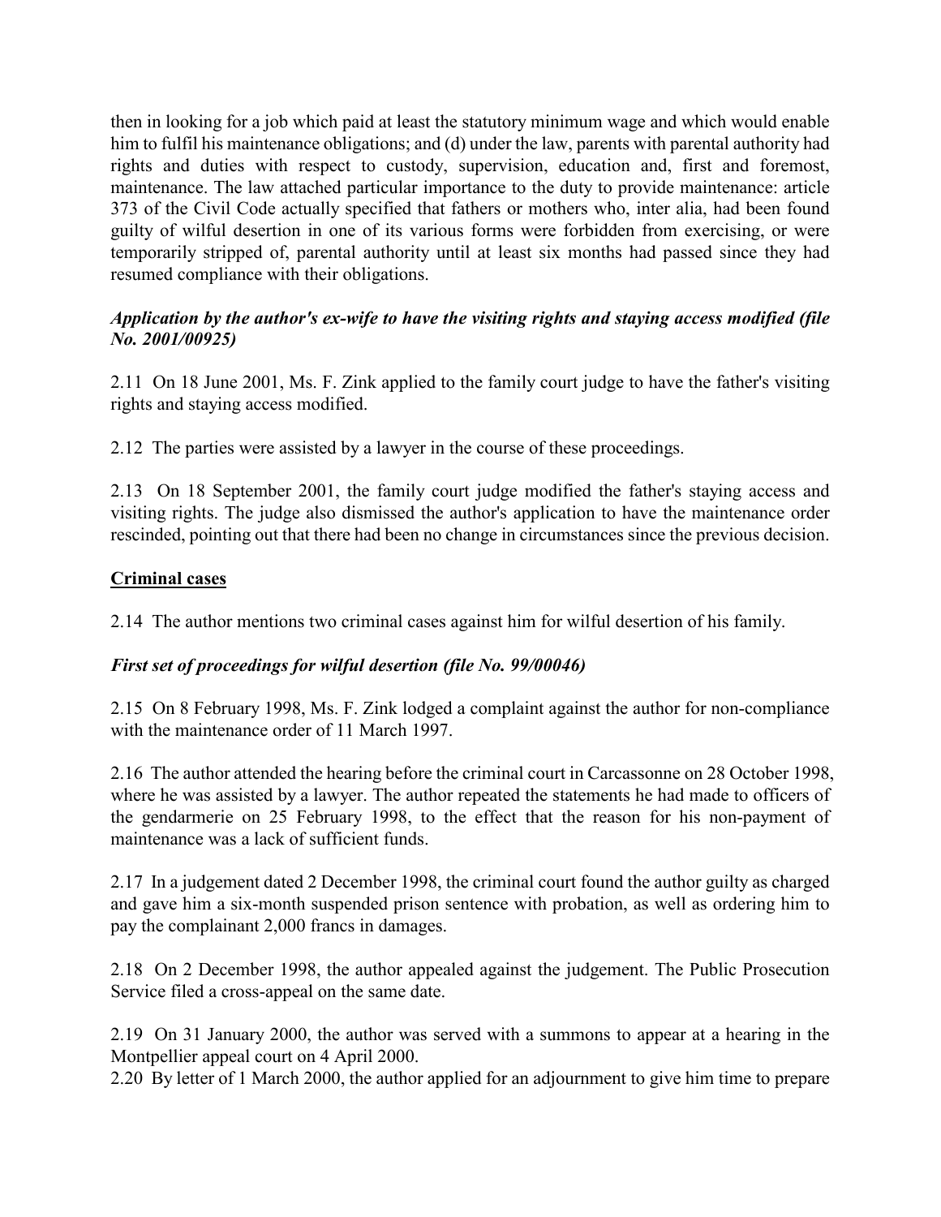then in looking for a job which paid at least the statutory minimum wage and which would enable him to fulfil his maintenance obligations; and (d) under the law, parents with parental authority had rights and duties with respect to custody, supervision, education and, first and foremost, maintenance. The law attached particular importance to the duty to provide maintenance: article 373 of the Civil Code actually specified that fathers or mothers who, inter alia, had been found guilty of wilful desertion in one of its various forms were forbidden from exercising, or were temporarily stripped of, parental authority until at least six months had passed since they had resumed compliance with their obligations.

***Application by the author's ex-wife to have the visiting rights and staying access modified (file No. 2001/00925)***

2.11 On 18 June 2001, Ms. F. Zink applied to the family court judge to have the father's visiting rights and staying access modified.

2.12 The parties were assisted by a lawyer in the course of these proceedings.

2.13 On 18 September 2001, the family court judge modified the father's staying access and visiting rights. The judge also dismissed the author's application to have the maintenance order rescinded, pointing out that there had been no change in circumstances since the previous decision.

**Criminal cases**

2.14 The author mentions two criminal cases against him for wilful desertion of his family.

***First set of proceedings for wilful desertion (file No. 99/00046)***

2.15 On 8 February 1998, Ms. F. Zink lodged a complaint against the author for non-compliance with the maintenance order of 11 March 1997.

2.16 The author attended the hearing before the criminal court in Carcassonne on 28 October 1998, where he was assisted by a lawyer. The author repeated the statements he had made to officers of the gendarmerie on 25 February 1998, to the effect that the reason for his non-payment of maintenance was a lack of sufficient funds.

2.17 In a judgement dated 2 December 1998, the criminal court found the author guilty as charged and gave him a six-month suspended prison sentence with probation, as well as ordering him to pay the complainant 2,000 francs in damages.

2.18 On 2 December 1998, the author appealed against the judgement. The Public Prosecution Service filed a cross-appeal on the same date.

2.19 On 31 January 2000, the author was served with a summons to appear at a hearing in the Montpellier appeal court on 4 April 2000.

2.20 By letter of 1 March 2000, the author applied for an adjournment to give him time to prepare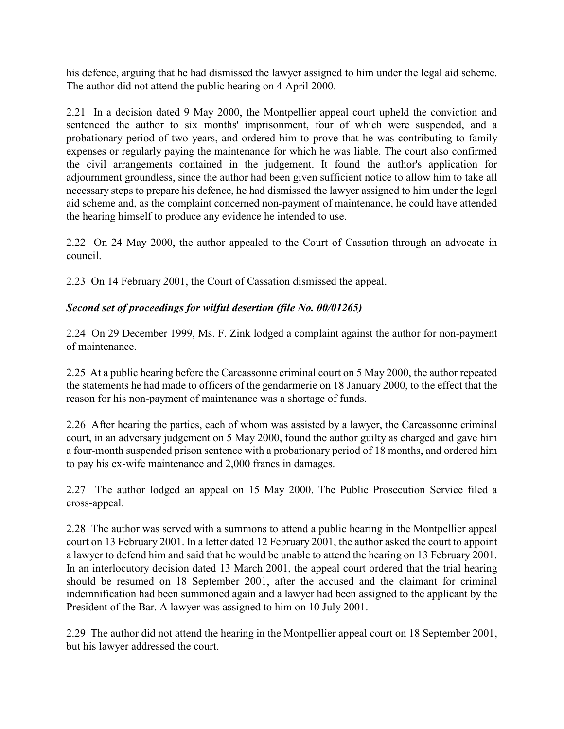his defence, arguing that he had dismissed the lawyer assigned to him under the legal aid scheme. The author did not attend the public hearing on 4 April 2000.

2.21 In a decision dated 9 May 2000, the Montpellier appeal court upheld the conviction and sentenced the author to six months' imprisonment, four of which were suspended, and a probationary period of two years, and ordered him to prove that he was contributing to family expenses or regularly paying the maintenance for which he was liable. The court also confirmed the civil arrangements contained in the judgement. It found the author's application for adjournment groundless, since the author had been given sufficient notice to allow him to take all necessary steps to prepare his defence, he had dismissed the lawyer assigned to him under the legal aid scheme and, as the complaint concerned non-payment of maintenance, he could have attended the hearing himself to produce any evidence he intended to use.

2.22 On 24 May 2000, the author appealed to the Court of Cassation through an advocate in council.

2.23 On 14 February 2001, the Court of Cassation dismissed the appeal.

***Second set of proceedings for wilful desertion (file No. 00/01265)***

2.24 On 29 December 1999, Ms. F. Zink lodged a complaint against the author for non-payment of maintenance.

2.25 At a public hearing before the Carcassonne criminal court on 5 May 2000, the author repeated the statements he had made to officers of the gendarmerie on 18 January 2000, to the effect that the reason for his non-payment of maintenance was a shortage of funds.

2.26 After hearing the parties, each of whom was assisted by a lawyer, the Carcassonne criminal court, in an adversary judgement on 5 May 2000, found the author guilty as charged and gave him a four-month suspended prison sentence with a probationary period of 18 months, and ordered him to pay his ex-wife maintenance and 2,000 francs in damages.

2.27 The author lodged an appeal on 15 May 2000. The Public Prosecution Service filed a cross-appeal.

2.28 The author was served with a summons to attend a public hearing in the Montpellier appeal court on 13 February 2001. In a letter dated 12 February 2001, the author asked the court to appoint a lawyer to defend him and said that he would be unable to attend the hearing on 13 February 2001. In an interlocutory decision dated 13 March 2001, the appeal court ordered that the trial hearing should be resumed on 18 September 2001, after the accused and the claimant for criminal indemnification had been summoned again and a lawyer had been assigned to the applicant by the President of the Bar. A lawyer was assigned to him on 10 July 2001.

2.29 The author did not attend the hearing in the Montpellier appeal court on 18 September 2001, but his lawyer addressed the court.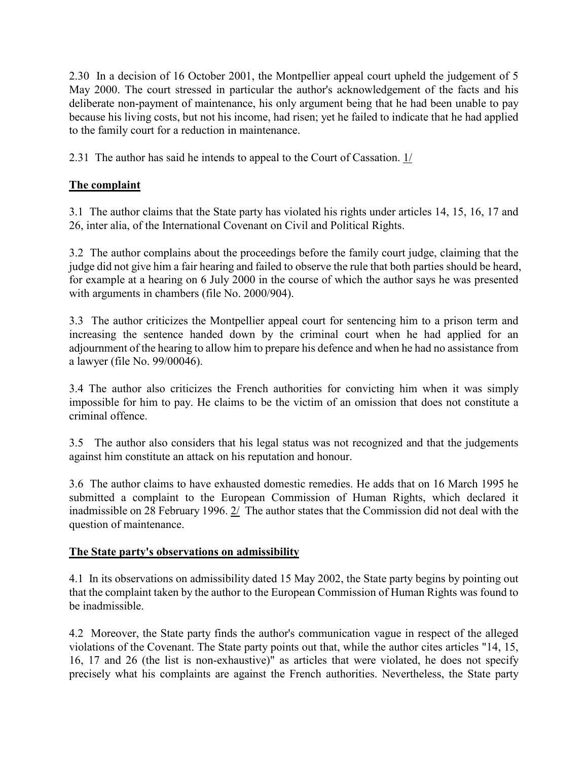2.30 In a decision of 16 October 2001, the Montpellier appeal court upheld the judgement of 5 May 2000. The court stressed in particular the author's acknowledgement of the facts and his deliberate non-payment of maintenance, his only argument being that he had been unable to pay because his living costs, but not his income, had risen; yet he failed to indicate that he had applied to the family court for a reduction in maintenance.

2.31 The author has said he intends to appeal to the Court of Cassation. 1/

## The complaint

3.1 The author claims that the State party has violated his rights under articles 14, 15, 16, 17 and 26, inter alia, of the International Covenant on Civil and Political Rights.

3.2 The author complains about the proceedings before the family court judge, claiming that the judge did not give him a fair hearing and failed to observe the rule that both parties should be heard, for example at a hearing on 6 July 2000 in the course of which the author says he was presented with arguments in chambers (file No. 2000/904).

3.3 The author criticizes the Montpellier appeal court for sentencing him to a prison term and increasing the sentence handed down by the criminal court when he had applied for an adjournment of the hearing to allow him to prepare his defence and when he had no assistance from a lawyer (file No. 99/00046).

3.4 The author also criticizes the French authorities for convicting him when it was simply impossible for him to pay. He claims to be the victim of an omission that does not constitute a criminal offence.

3.5 The author also considers that his legal status was not recognized and that the judgements against him constitute an attack on his reputation and honour.

3.6 The author claims to have exhausted domestic remedies. He adds that on 16 March 1995 he submitted a complaint to the European Commission of Human Rights, which declared it inadmissible on 28 February 1996. 2/ The author states that the Commission did not deal with the question of maintenance.

## The State party's observations on admissibility

4.1 In its observations on admissibility dated 15 May 2002, the State party begins by pointing out that the complaint taken by the author to the European Commission of Human Rights was found to be inadmissible.

4.2 Moreover, the State party finds the author's communication vague in respect of the alleged violations of the Covenant. The State party points out that, while the author cites articles "14, 15, 16, 17 and 26 (the list is non-exhaustive)" as articles that were violated, he does not specify precisely what his complaints are against the French authorities. Nevertheless, the State party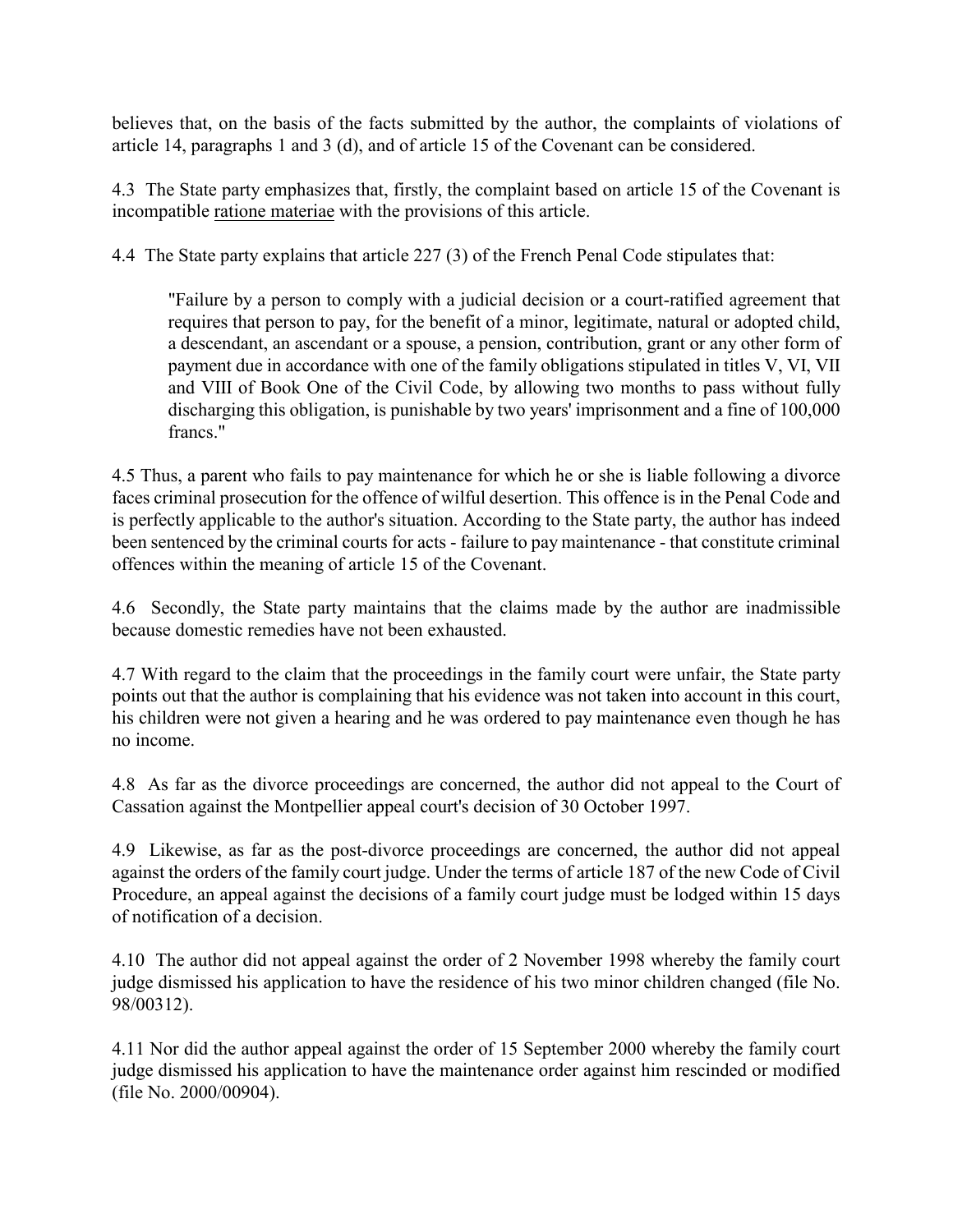believes that, on the basis of the facts submitted by the author, the complaints of violations of article 14, paragraphs 1 and 3 (d), and of article 15 of the Covenant can be considered.

4.3 The State party emphasizes that, firstly, the complaint based on article 15 of the Covenant is incompatible ratione materiae with the provisions of this article.

4.4 The State party explains that article 227 (3) of the French Penal Code stipulates that:

> "Failure by a person to comply with a judicial decision or a court-ratified agreement that requires that person to pay, for the benefit of a minor, legitimate, natural or adopted child, a descendant, an ascendant or a spouse, a pension, contribution, grant or any other form of payment due in accordance with one of the family obligations stipulated in titles V, VI, VII and VIII of Book One of the Civil Code, by allowing two months to pass without fully discharging this obligation, is punishable by two years' imprisonment and a fine of 100,000 francs."

4.5 Thus, a parent who fails to pay maintenance for which he or she is liable following a divorce faces criminal prosecution for the offence of wilful desertion. This offence is in the Penal Code and is perfectly applicable to the author's situation. According to the State party, the author has indeed been sentenced by the criminal courts for acts - failure to pay maintenance - that constitute criminal offences within the meaning of article 15 of the Covenant.

4.6 Secondly, the State party maintains that the claims made by the author are inadmissible because domestic remedies have not been exhausted.

4.7 With regard to the claim that the proceedings in the family court were unfair, the State party points out that the author is complaining that his evidence was not taken into account in this court, his children were not given a hearing and he was ordered to pay maintenance even though he has no income.

4.8 As far as the divorce proceedings are concerned, the author did not appeal to the Court of Cassation against the Montpellier appeal court's decision of 30 October 1997.

4.9 Likewise, as far as the post-divorce proceedings are concerned, the author did not appeal against the orders of the family court judge. Under the terms of article 187 of the new Code of Civil Procedure, an appeal against the decisions of a family court judge must be lodged within 15 days of notification of a decision.

4.10 The author did not appeal against the order of 2 November 1998 whereby the family court judge dismissed his application to have the residence of his two minor children changed (file No. 98/00312).

4.11 Nor did the author appeal against the order of 15 September 2000 whereby the family court judge dismissed his application to have the maintenance order against him rescinded or modified (file No. 2000/00904).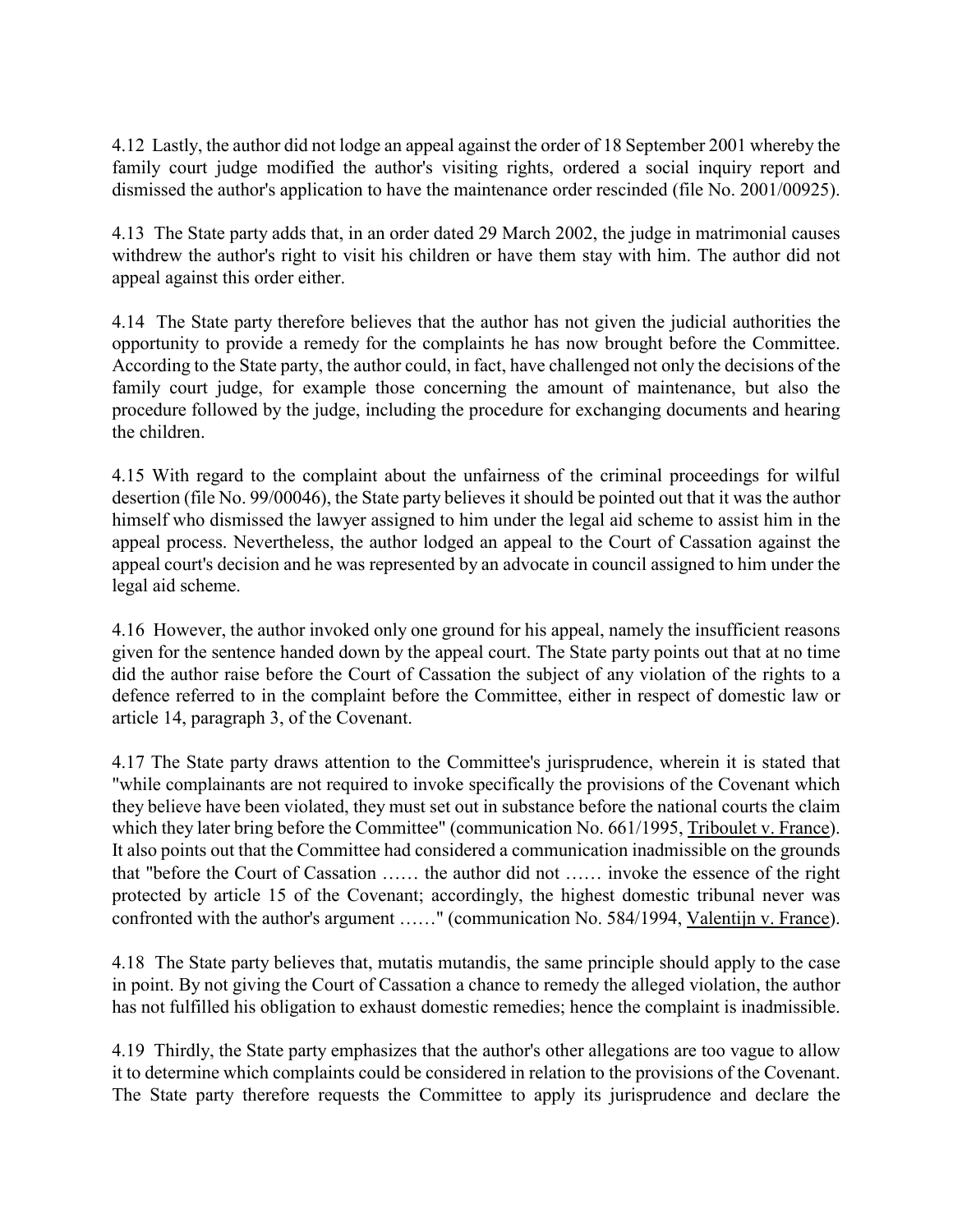4.12 Lastly, the author did not lodge an appeal against the order of 18 September 2001 whereby the family court judge modified the author's visiting rights, ordered a social inquiry report and dismissed the author's application to have the maintenance order rescinded (file No. 2001/00925).

4.13 The State party adds that, in an order dated 29 March 2002, the judge in matrimonial causes withdrew the author's right to visit his children or have them stay with him. The author did not appeal against this order either.

4.14 The State party therefore believes that the author has not given the judicial authorities the opportunity to provide a remedy for the complaints he has now brought before the Committee. According to the State party, the author could, in fact, have challenged not only the decisions of the family court judge, for example those concerning the amount of maintenance, but also the procedure followed by the judge, including the procedure for exchanging documents and hearing the children.

4.15 With regard to the complaint about the unfairness of the criminal proceedings for wilful desertion (file No. 99/00046), the State party believes it should be pointed out that it was the author himself who dismissed the lawyer assigned to him under the legal aid scheme to assist him in the appeal process. Nevertheless, the author lodged an appeal to the Court of Cassation against the appeal court's decision and he was represented by an advocate in council assigned to him under the legal aid scheme.

4.16 However, the author invoked only one ground for his appeal, namely the insufficient reasons given for the sentence handed down by the appeal court. The State party points out that at no time did the author raise before the Court of Cassation the subject of any violation of the rights to a defence referred to in the complaint before the Committee, either in respect of domestic law or article 14, paragraph 3, of the Covenant.

4.17 The State party draws attention to the Committee's jurisprudence, wherein it is stated that "while complainants are not required to invoke specifically the provisions of the Covenant which they believe have been violated, they must set out in substance before the national courts the claim which they later bring before the Committee" (communication No. 661/1995, Triboulet v. France). It also points out that the Committee had considered a communication inadmissible on the grounds that "before the Court of Cassation …… the author did not …… invoke the essence of the right protected by article 15 of the Covenant; accordingly, the highest domestic tribunal never was confronted with the author's argument ……" (communication No. 584/1994, Valentijn v. France).

4.18 The State party believes that, mutatis mutandis, the same principle should apply to the case in point. By not giving the Court of Cassation a chance to remedy the alleged violation, the author has not fulfilled his obligation to exhaust domestic remedies; hence the complaint is inadmissible.

4.19 Thirdly, the State party emphasizes that the author's other allegations are too vague to allow it to determine which complaints could be considered in relation to the provisions of the Covenant. The State party therefore requests the Committee to apply its jurisprudence and declare the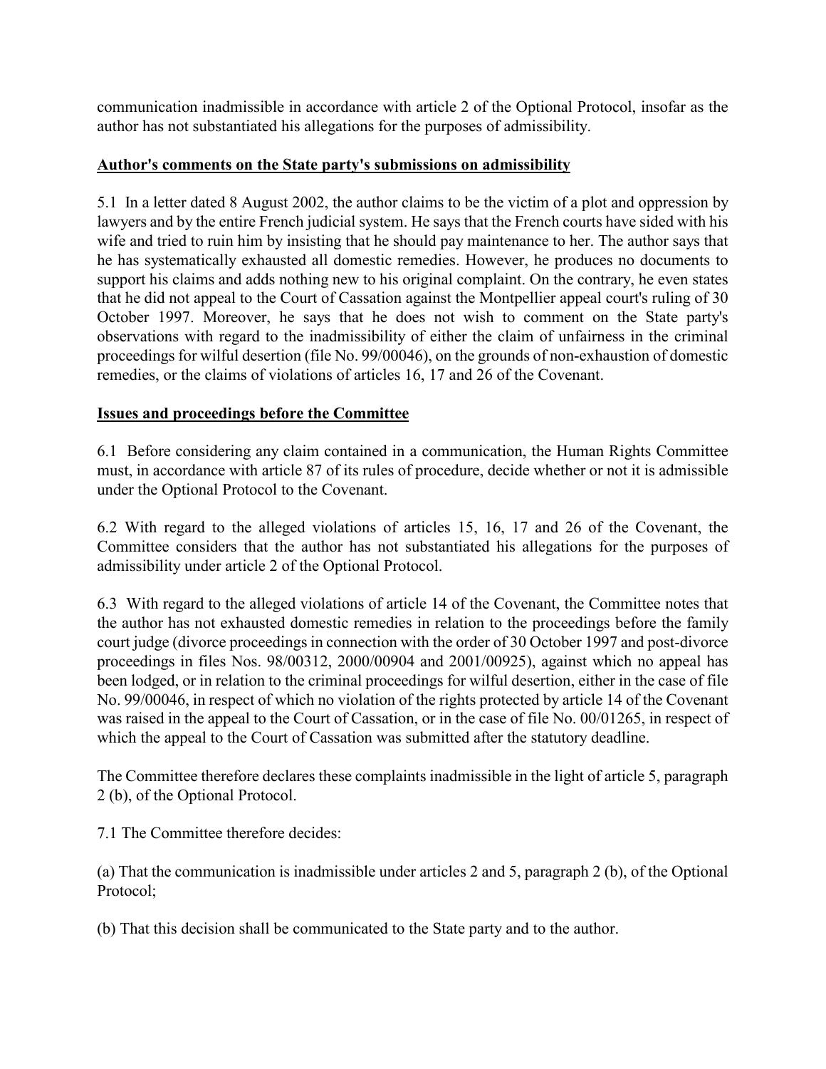communication inadmissible in accordance with article 2 of the Optional Protocol, insofar as the author has not substantiated his allegations for the purposes of admissibility.

**Author's comments on the State party's submissions on admissibility**

5.1 In a letter dated 8 August 2002, the author claims to be the victim of a plot and oppression by lawyers and by the entire French judicial system. He says that the French courts have sided with his wife and tried to ruin him by insisting that he should pay maintenance to her. The author says that he has systematically exhausted all domestic remedies. However, he produces no documents to support his claims and adds nothing new to his original complaint. On the contrary, he even states that he did not appeal to the Court of Cassation against the Montpellier appeal court's ruling of 30 October 1997. Moreover, he says that he does not wish to comment on the State party's observations with regard to the inadmissibility of either the claim of unfairness in the criminal proceedings for wilful desertion (file No. 99/00046), on the grounds of non-exhaustion of domestic remedies, or the claims of violations of articles 16, 17 and 26 of the Covenant.

**Issues and proceedings before the Committee**

6.1 Before considering any claim contained in a communication, the Human Rights Committee must, in accordance with article 87 of its rules of procedure, decide whether or not it is admissible under the Optional Protocol to the Covenant.

6.2 With regard to the alleged violations of articles 15, 16, 17 and 26 of the Covenant, the Committee considers that the author has not substantiated his allegations for the purposes of admissibility under article 2 of the Optional Protocol.

6.3 With regard to the alleged violations of article 14 of the Covenant, the Committee notes that the author has not exhausted domestic remedies in relation to the proceedings before the family court judge (divorce proceedings in connection with the order of 30 October 1997 and post-divorce proceedings in files Nos. 98/00312, 2000/00904 and 2001/00925), against which no appeal has been lodged, or in relation to the criminal proceedings for wilful desertion, either in the case of file No. 99/00046, in respect of which no violation of the rights protected by article 14 of the Covenant was raised in the appeal to the Court of Cassation, or in the case of file No. 00/01265, in respect of which the appeal to the Court of Cassation was submitted after the statutory deadline.

The Committee therefore declares these complaints inadmissible in the light of article 5, paragraph 2 (b), of the Optional Protocol.

7.1 The Committee therefore decides:

(a) That the communication is inadmissible under articles 2 and 5, paragraph 2 (b), of the Optional Protocol;

(b) That this decision shall be communicated to the State party and to the author.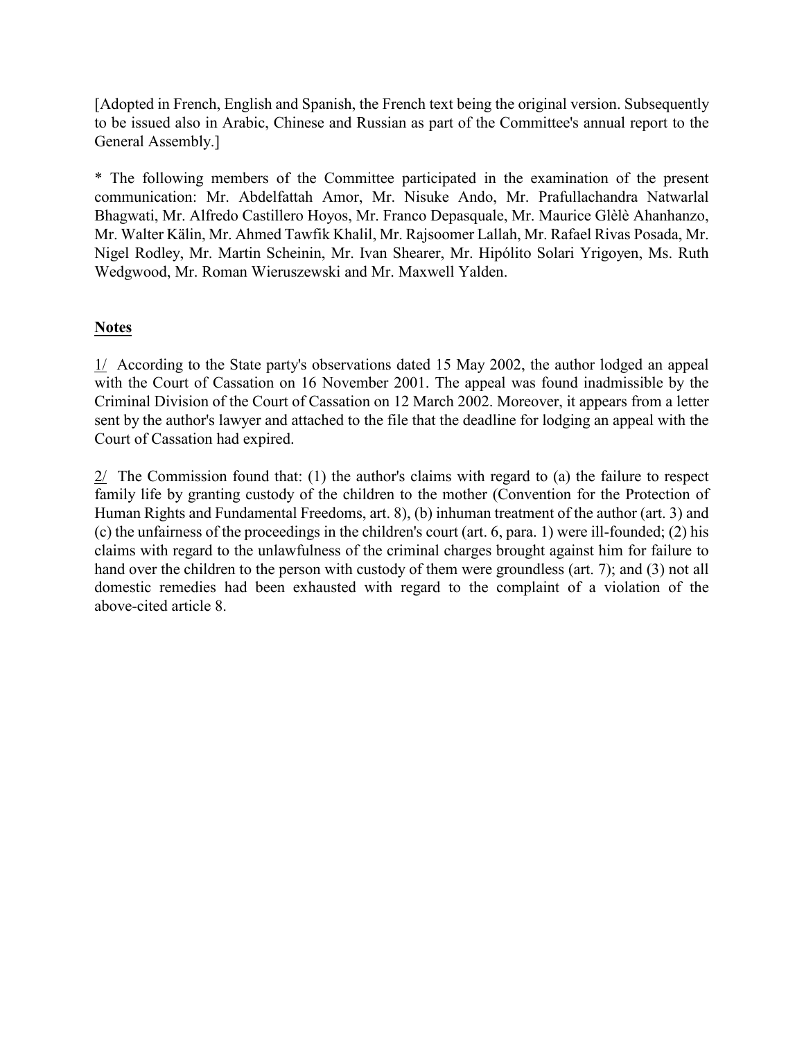[Adopted in French, English and Spanish, the French text being the original version. Subsequently to be issued also in Arabic, Chinese and Russian as part of the Committee's annual report to the General Assembly.]

* The following members of the Committee participated in the examination of the present communication: Mr. Abdelfattah Amor, Mr. Nisuke Ando, Mr. Prafullachandra Natwarlal Bhagwati, Mr. Alfredo Castillero Hoyos, Mr. Franco Depasquale, Mr. Maurice Glèlè Ahanhanzo, Mr. Walter Kälin, Mr. Ahmed Tawfik Khalil, Mr. Rajsoomer Lallah, Mr. Rafael Rivas Posada, Mr. Nigel Rodley, Mr. Martin Scheinin, Mr. Ivan Shearer, Mr. Hipólito Solari Yrigoyen, Ms. Ruth Wedgwood, Mr. Roman Wieruszewski and Mr. Maxwell Yalden.

## Notes

1/ According to the State party's observations dated 15 May 2002, the author lodged an appeal with the Court of Cassation on 16 November 2001. The appeal was found inadmissible by the Criminal Division of the Court of Cassation on 12 March 2002. Moreover, it appears from a letter sent by the author's lawyer and attached to the file that the deadline for lodging an appeal with the Court of Cassation had expired.

2/ The Commission found that: (1) the author's claims with regard to (a) the failure to respect family life by granting custody of the children to the mother (Convention for the Protection of Human Rights and Fundamental Freedoms, art. 8), (b) inhuman treatment of the author (art. 3) and (c) the unfairness of the proceedings in the children's court (art. 6, para. 1) were ill-founded; (2) his claims with regard to the unlawfulness of the criminal charges brought against him for failure to hand over the children to the person with custody of them were groundless (art. 7); and (3) not all domestic remedies had been exhausted with regard to the complaint of a violation of the above-cited article 8.